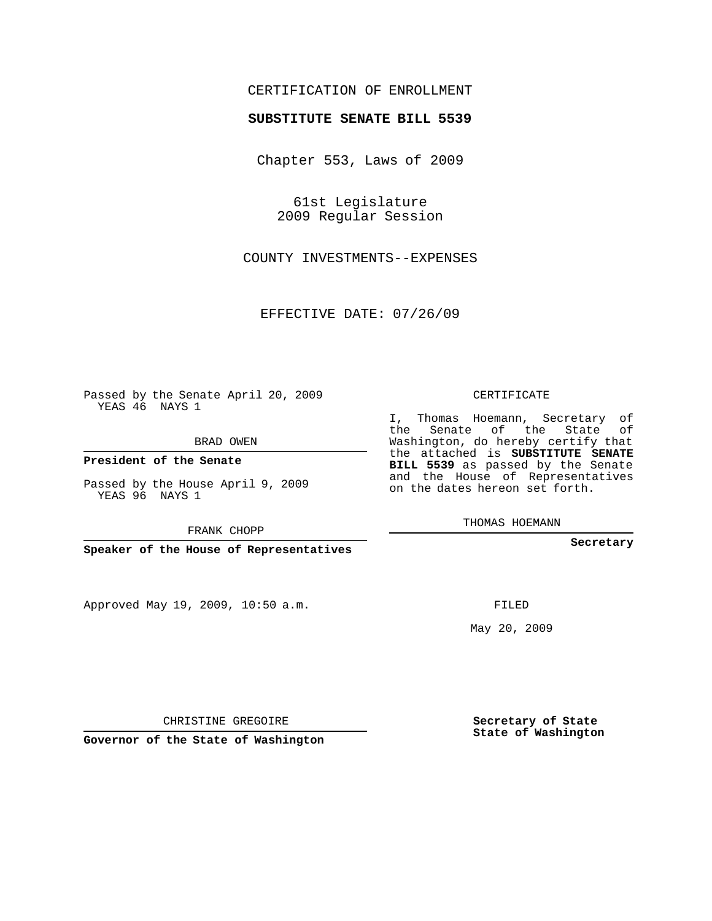CERTIFICATION OF ENROLLMENT

**SUBSTITUTE SENATE BILL 5539**

Chapter 553, Laws of 2009

61st Legislature
2009 Regular Session

COUNTY INVESTMENTS--EXPENSES

EFFECTIVE DATE: 07/26/09

Passed by the Senate April 20, 2009
YEAS 46 NAYS 1

BRAD OWEN

**President of the Senate**

Passed by the House April 9, 2009
YEAS 96 NAYS 1

FRANK CHOPP

**Speaker of the House of Representatives**

Approved May 19, 2009, 10:50 a.m.

CHRISTINE GREGOIRE

**Governor of the State of Washington**

CERTIFICATE

I, Thomas Hoemann, Secretary of the Senate of the State of Washington, do hereby certify that the attached is **SUBSTITUTE SENATE BILL 5539** as passed by the Senate and the House of Representatives on the dates hereon set forth.

THOMAS HOEMANN

**Secretary**

FILED

May 20, 2009

**Secretary of State**
**State of Washington**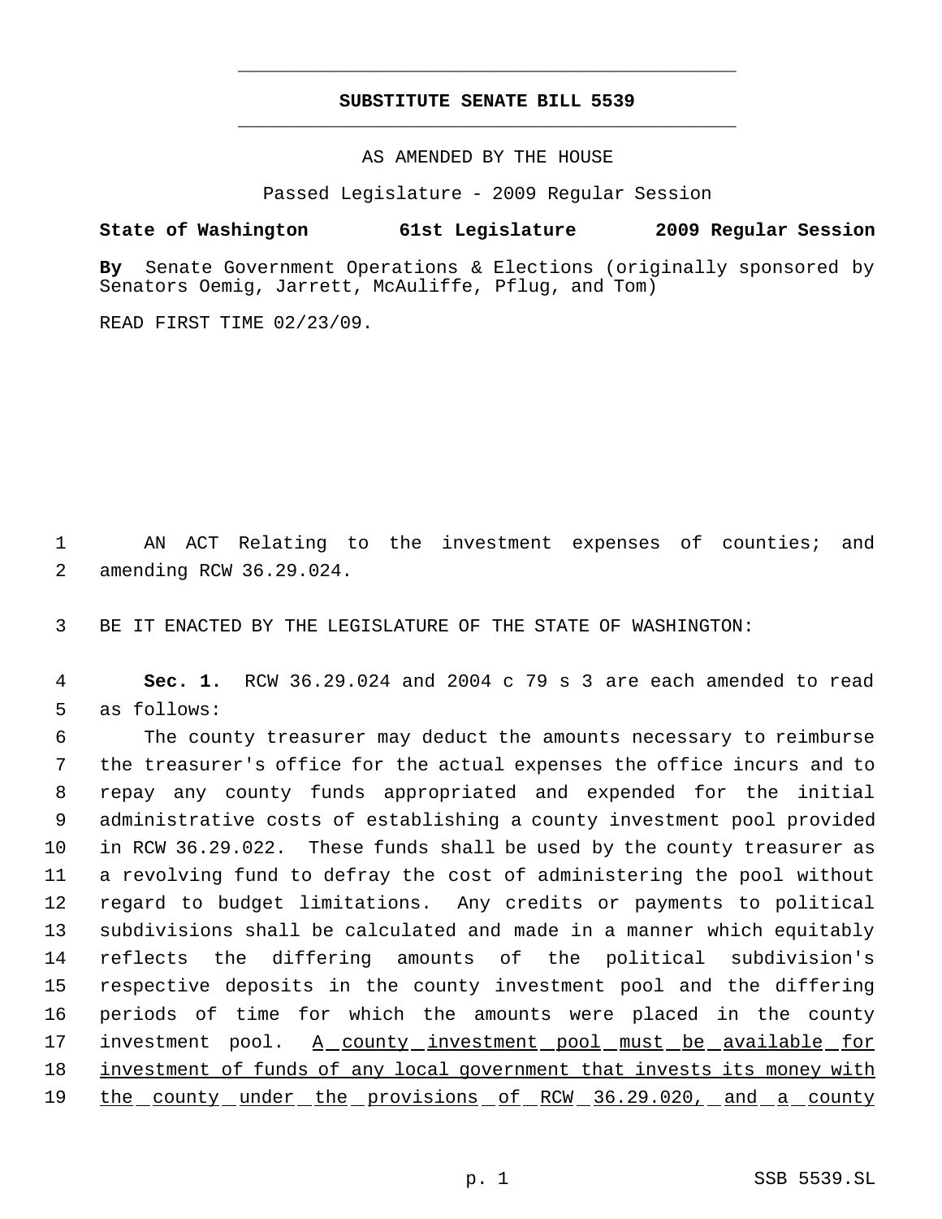# SUBSTITUTE SENATE BILL 5539

AS AMENDED BY THE HOUSE

Passed Legislature - 2009 Regular Session

**State of Washington 61st Legislature 2009 Regular Session**

**By** Senate Government Operations & Elections (originally sponsored by Senators Oemig, Jarrett, McAuliffe, Pflug, and Tom)

READ FIRST TIME 02/23/09.

1 AN ACT Relating to the investment expenses of counties; and
2 amending RCW 36.29.024.

3 BE IT ENACTED BY THE LEGISLATURE OF THE STATE OF WASHINGTON:

4 **Sec. 1.** RCW 36.29.024 and 2004 c 79 s 3 are each amended to read
5 as follows:

6 The county treasurer may deduct the amounts necessary to reimburse
7 the treasurer's office for the actual expenses the office incurs and to
8 repay any county funds appropriated and expended for the initial
9 administrative costs of establishing a county investment pool provided
10 in RCW 36.29.022. These funds shall be used by the county treasurer as
11 a revolving fund to defray the cost of administering the pool without
12 regard to budget limitations. Any credits or payments to political
13 subdivisions shall be calculated and made in a manner which equitably
14 reflects the differing amounts of the political subdivision's
15 respective deposits in the county investment pool and the differing
16 periods of time for which the amounts were placed in the county
17 investment pool. <u>A county investment pool must be available for</u>
18 <u>investment of funds of any local government that invests its money with</u>
19 <u>the county under the provisions of RCW 36.29.020, and a county</u>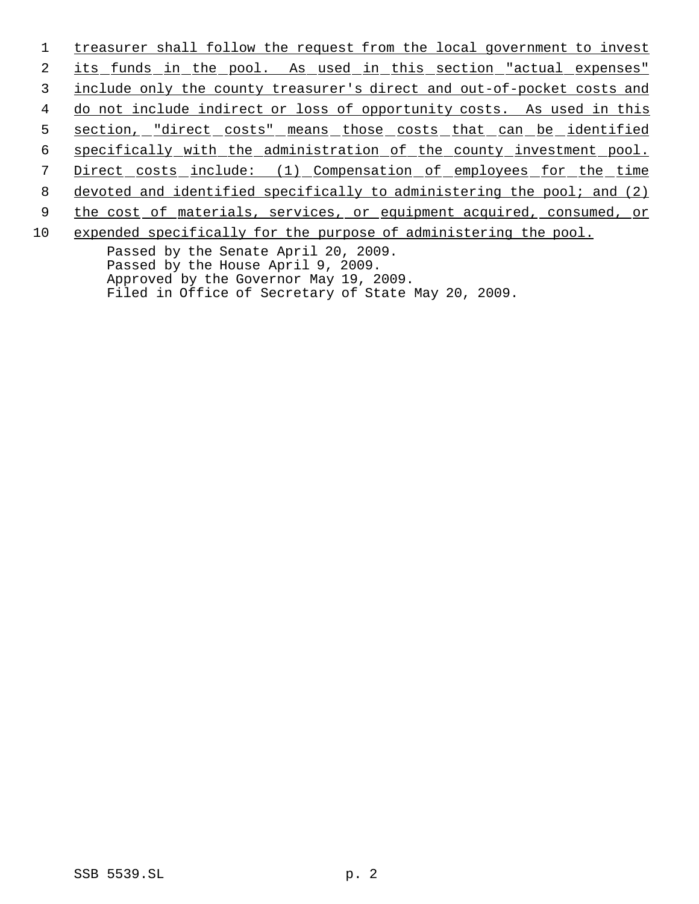treasurer shall follow the request from the local government to invest its funds in the pool. As used in this section "actual expenses" include only the county treasurer's direct and out-of-pocket costs and do not include indirect or loss of opportunity costs. As used in this section, "direct costs" means those costs that can be identified specifically with the administration of the county investment pool. Direct costs include: (1) Compensation of employees for the time devoted and identified specifically to administering the pool; and (2) the cost of materials, services, or equipment acquired, consumed, or expended specifically for the purpose of administering the pool.

Passed by the Senate April 20, 2009.
Passed by the House April 9, 2009.
Approved by the Governor May 19, 2009.
Filed in Office of Secretary of State May 20, 2009.